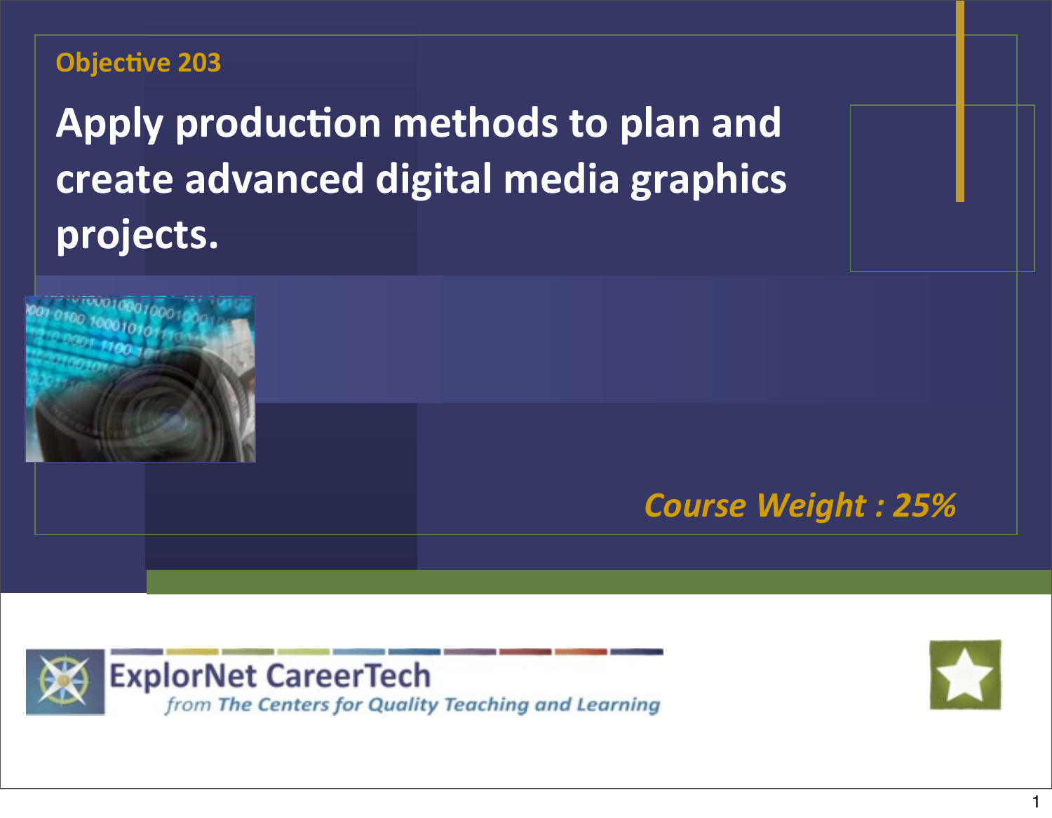Objective 203

# Apply production methods to plan and create advanced digital media graphics projects.

*Course Weight : 25%*

ExplorNet CareerTech

*from The Centers for Quality Teaching and Learning*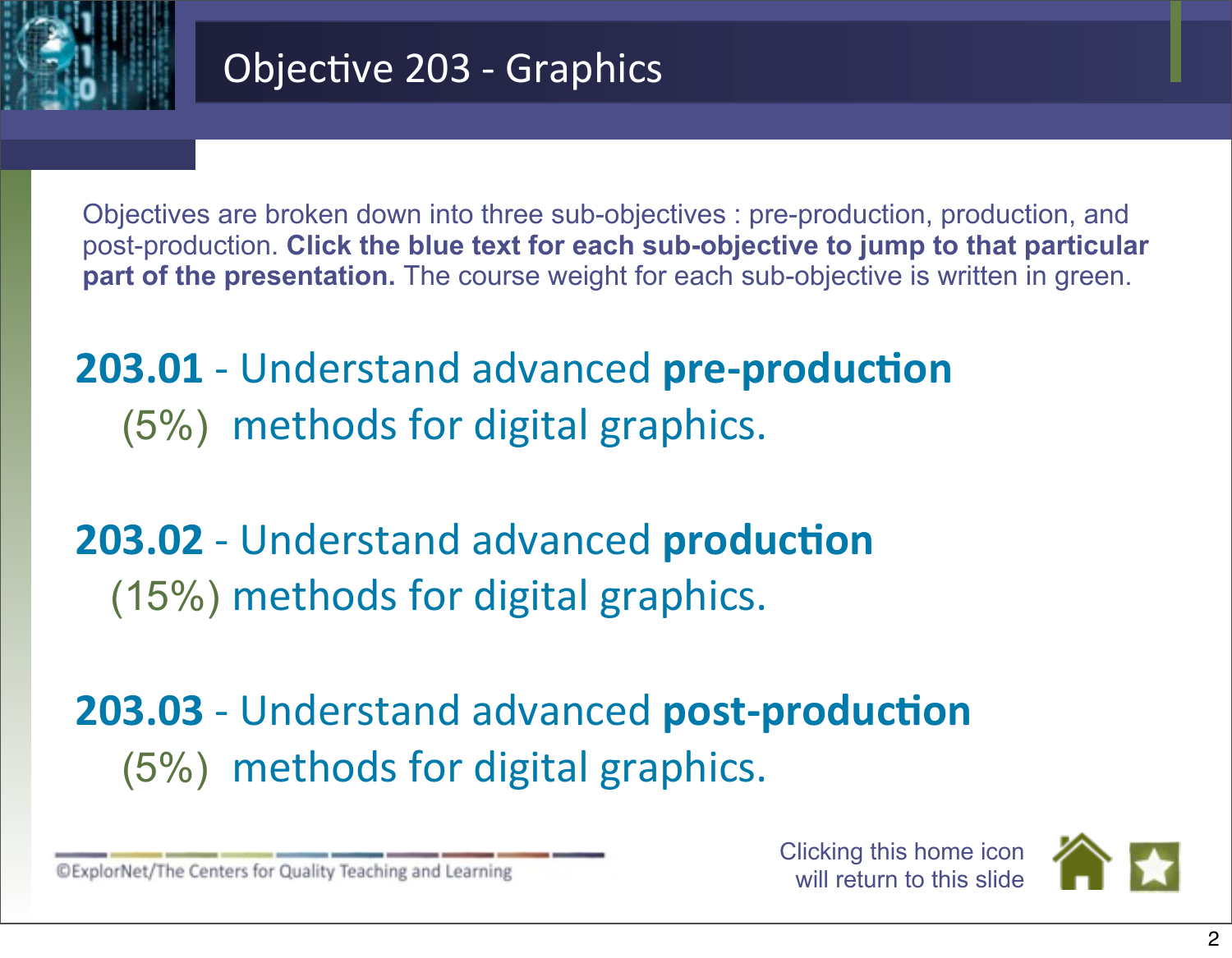# Objective 203 - Graphics

Objectives are broken down into three sub-objectives : pre-production, production, and post-production. **Click the blue text for each sub-objective to jump to that particular part of the presentation.** The course weight for each sub-objective is written in green.

**203.01** - Understand advanced **pre-production** (5%) methods for digital graphics.

**203.02** - Understand advanced **production** (15%) methods for digital graphics.

**203.03** - Understand advanced **post-production** (5%) methods for digital graphics.

©ExplorNet/The Centers for Quality Teaching and Learning

Clicking this home icon will return to this slide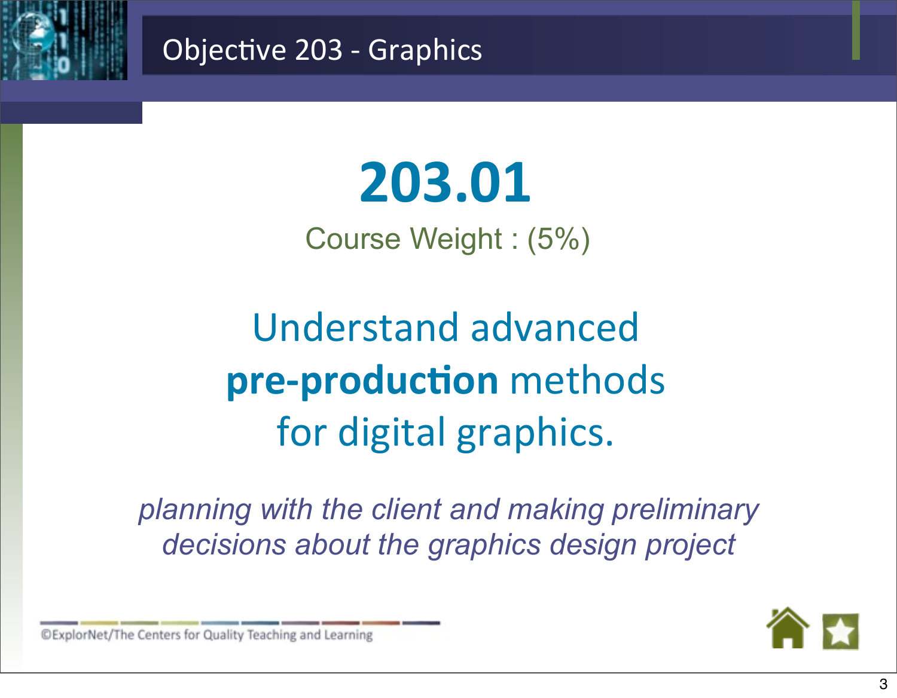# Objective 203 - Graphics

## 203.01

Course Weight : (5%)

Understand advanced **pre-production** methods for digital graphics.

*planning with the client and making preliminary decisions about the graphics design project*

©ExplorNet/The Centers for Quality Teaching and Learning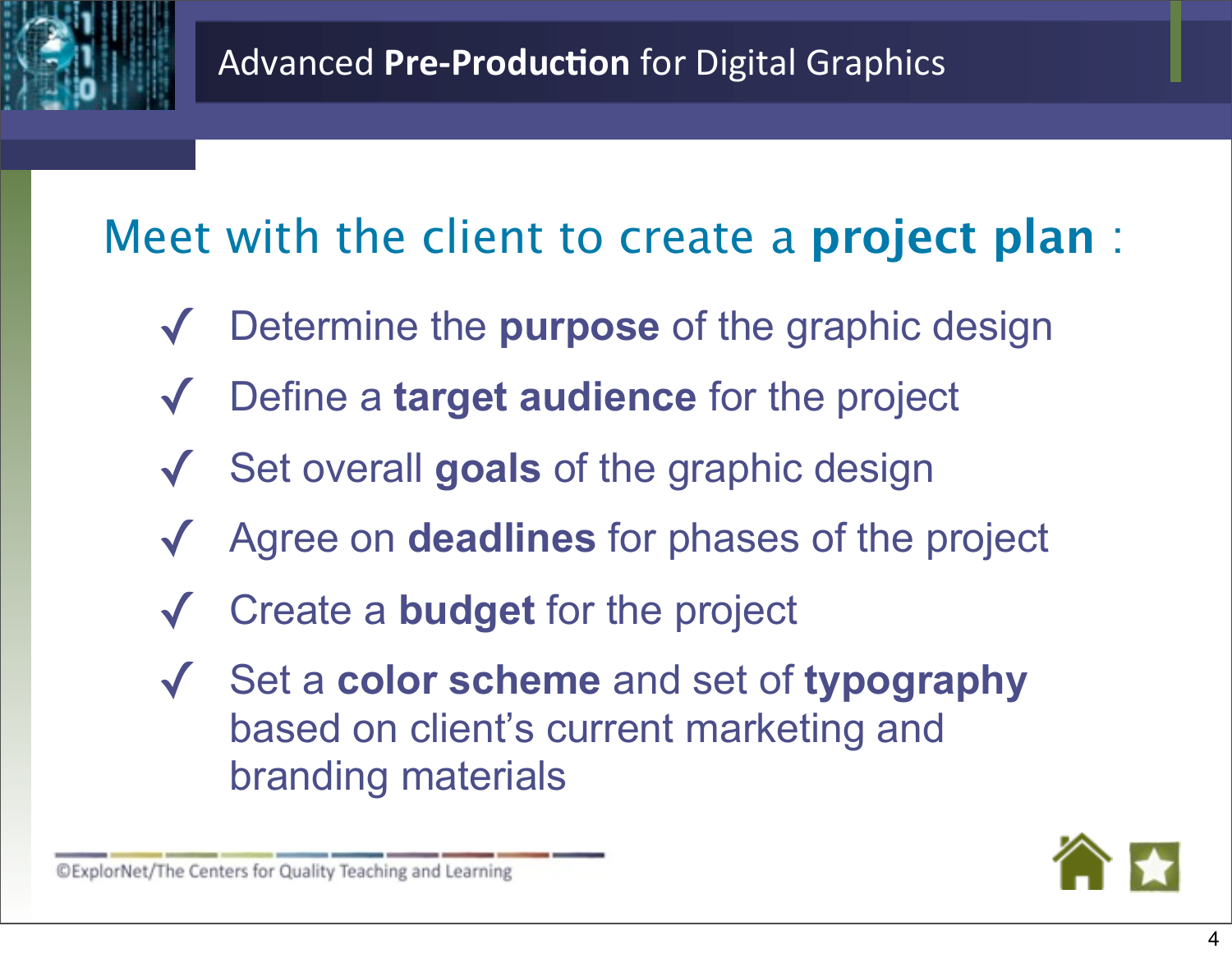# Meet with the client to create a **project plan** :

- ✓ Determine the **purpose** of the graphic design
- ✓ Define a **target audience** for the project
- ✓ Set overall **goals** of the graphic design
- ✓ Agree on **deadlines** for phases of the project
- ✓ Create a **budget** for the project
- ✓ Set a **color scheme** and set of **typography** based on client's current marketing and branding materials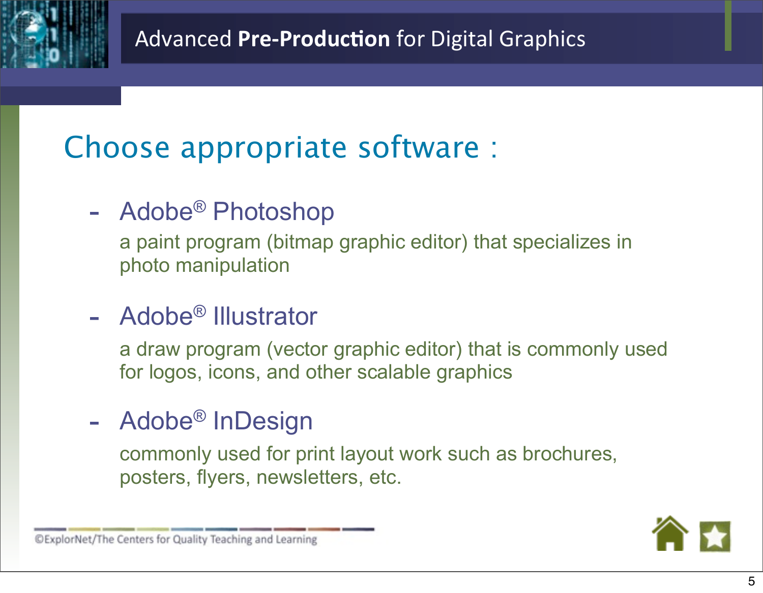# Choose appropriate software :

- **Adobe® Photoshop**

  a paint program (bitmap graphic editor) that specializes in photo manipulation

- **Adobe® Illustrator**

  a draw program (vector graphic editor) that is commonly used for logos, icons, and other scalable graphics

- **Adobe® InDesign**

  commonly used for print layout work such as brochures, posters, flyers, newsletters, etc.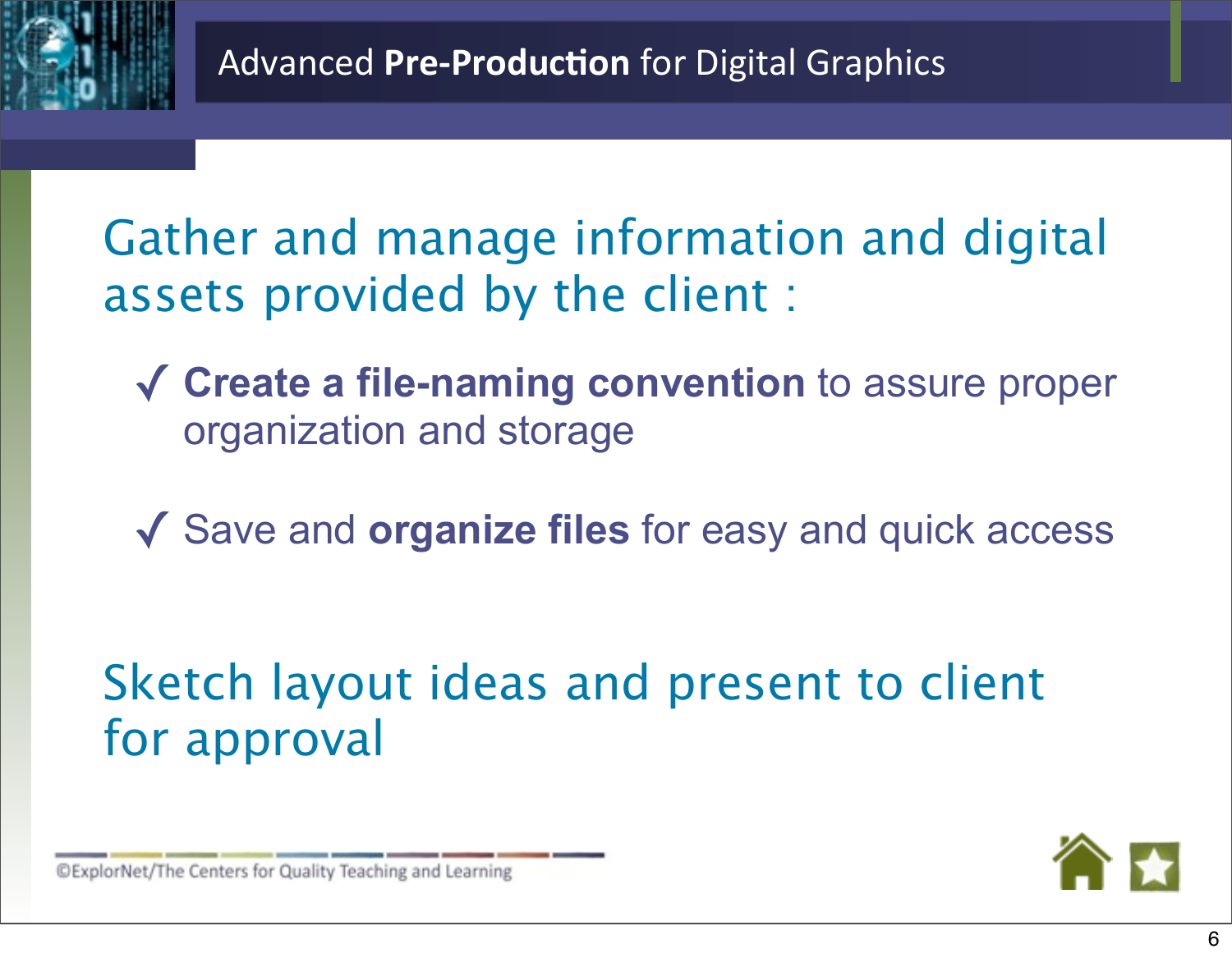# Advanced **Pre-Production** for Digital Graphics

## Gather and manage information and digital assets provided by the client :

- ✓ **Create a file-naming convention** to assure proper organization and storage
- ✓ Save and **organize files** for easy and quick access

## Sketch layout ideas and present to client for approval

©ExplorNet/The Centers for Quality Teaching and Learning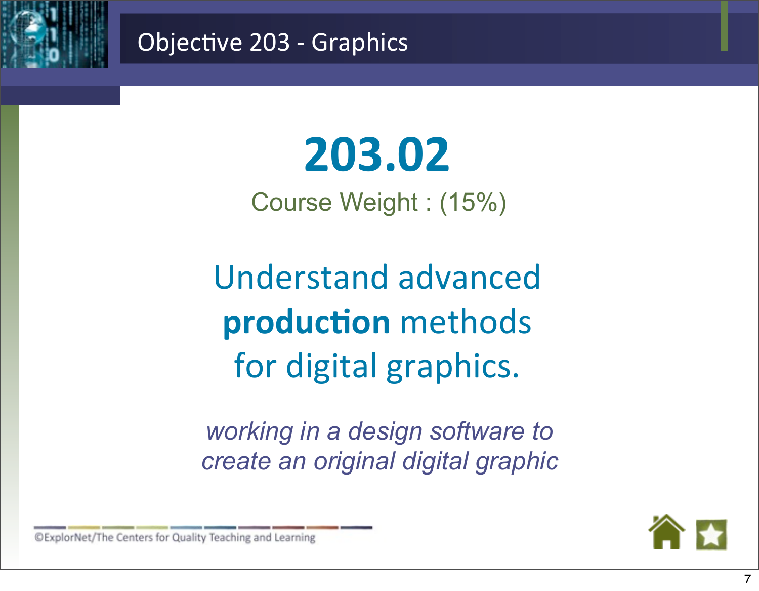# Objective 203 - Graphics

## 203.02

Course Weight : (15%)

Understand advanced **production** methods for digital graphics.

*working in a design software to create an original digital graphic*

©ExplorNet/The Centers for Quality Teaching and Learning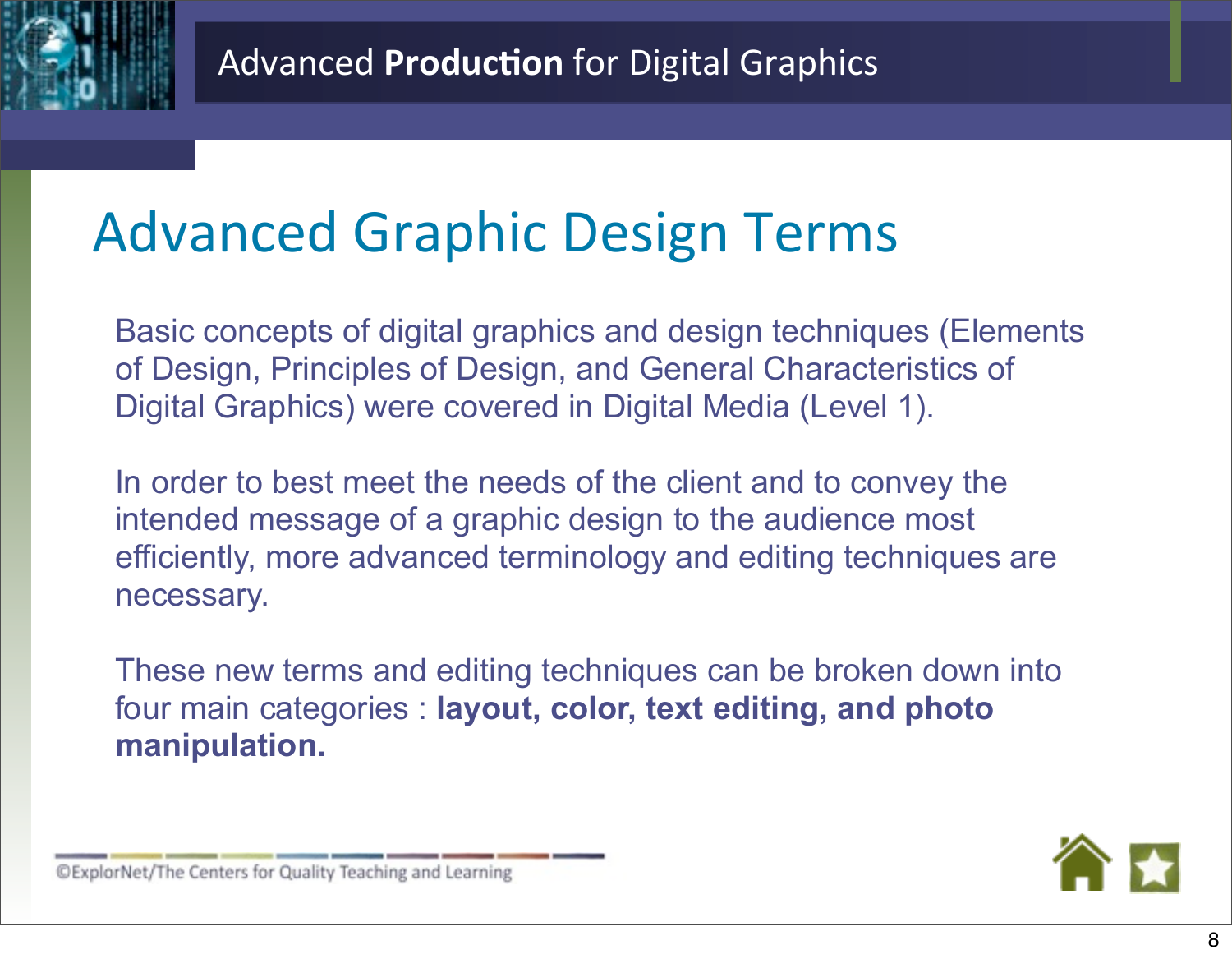# Advanced Graphic Design Terms

Basic concepts of digital graphics and design techniques (Elements of Design, Principles of Design, and General Characteristics of Digital Graphics) were covered in Digital Media (Level 1).

In order to best meet the needs of the client and to convey the intended message of a graphic design to the audience most efficiently, more advanced terminology and editing techniques are necessary.

These new terms and editing techniques can be broken down into four main categories : **layout, color, text editing, and photo manipulation.**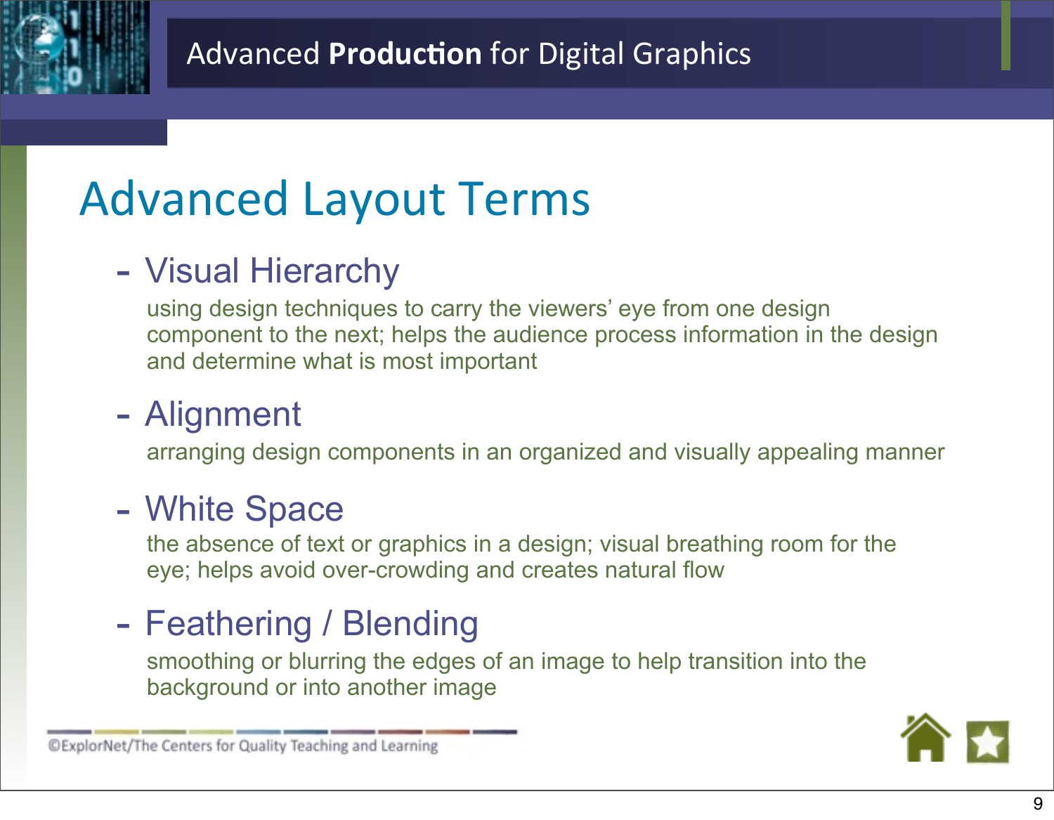# Advanced Layout Terms

- Visual Hierarchy

  using design techniques to carry the viewers' eye from one design component to the next; helps the audience process information in the design and determine what is most important

- Alignment

  arranging design components in an organized and visually appealing manner

- White Space

  the absence of text or graphics in a design; visual breathing room for the eye; helps avoid over-crowding and creates natural flow

- Feathering / Blending

  smoothing or blurring the edges of an image to help transition into the background or into another image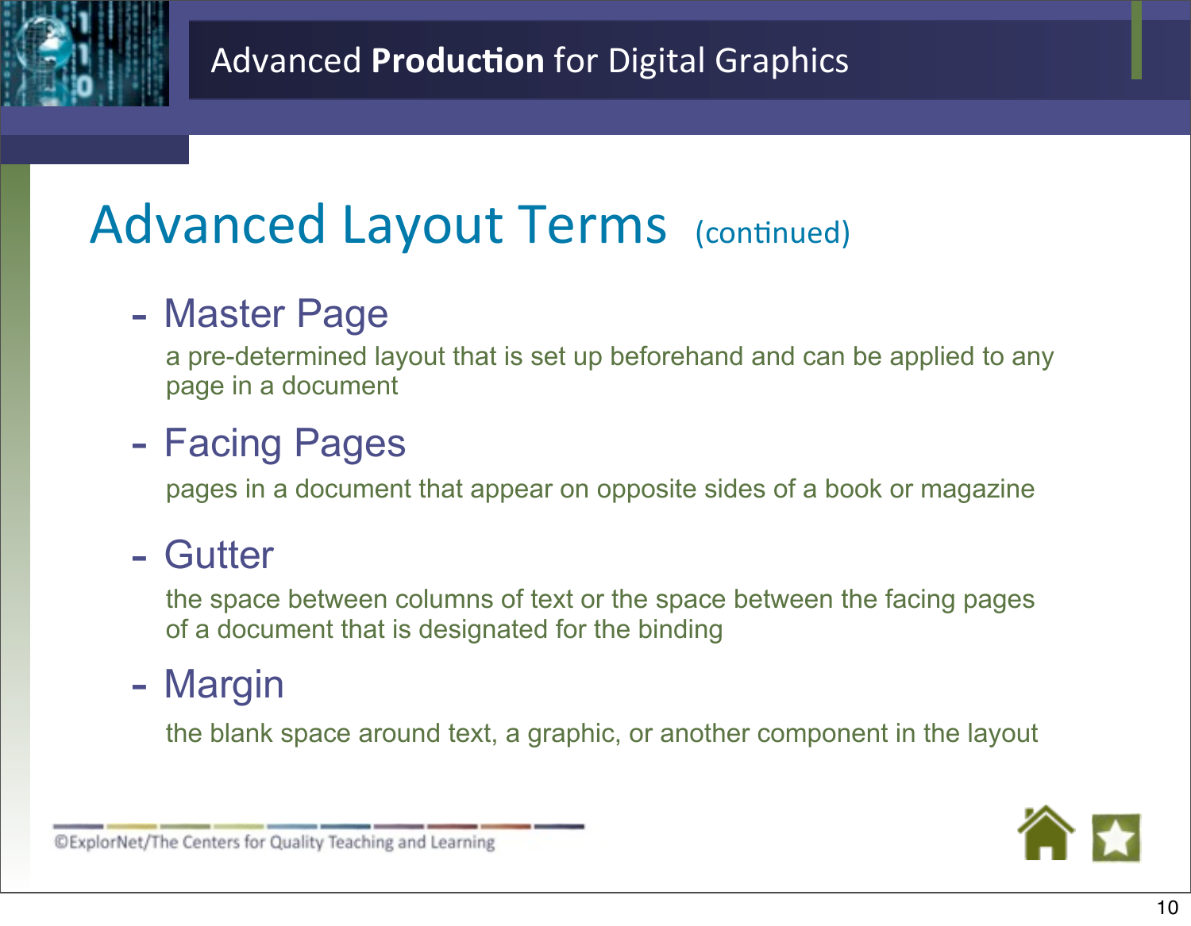# Advanced Layout Terms (continued)

- **Master Page**

  a pre-determined layout that is set up beforehand and can be applied to any page in a document

- **Facing Pages**

  pages in a document that appear on opposite sides of a book or magazine

- **Gutter**

  the space between columns of text or the space between the facing pages of a document that is designated for the binding

- **Margin**

  the blank space around text, a graphic, or another component in the layout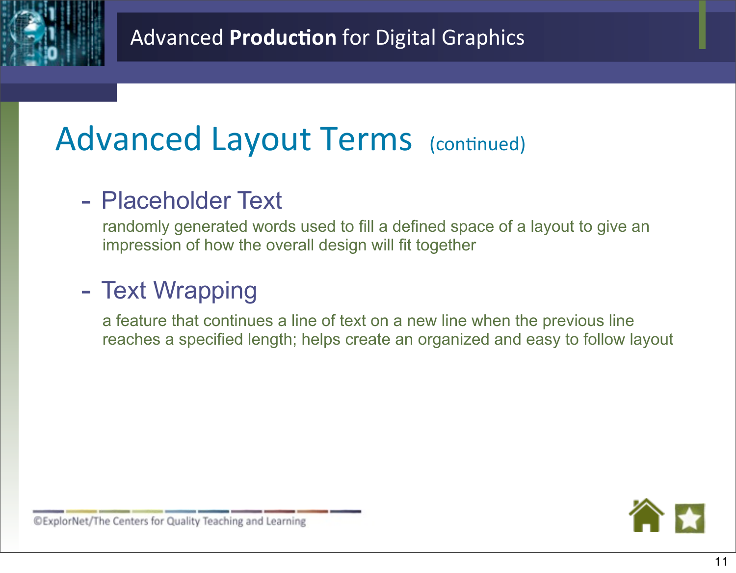# Advanced Layout Terms (continued)

- **Placeholder Text**

  randomly generated words used to fill a defined space of a layout to give an impression of how the overall design will fit together

- **Text Wrapping**

  a feature that continues a line of text on a new line when the previous line reaches a specified length; helps create an organized and easy to follow layout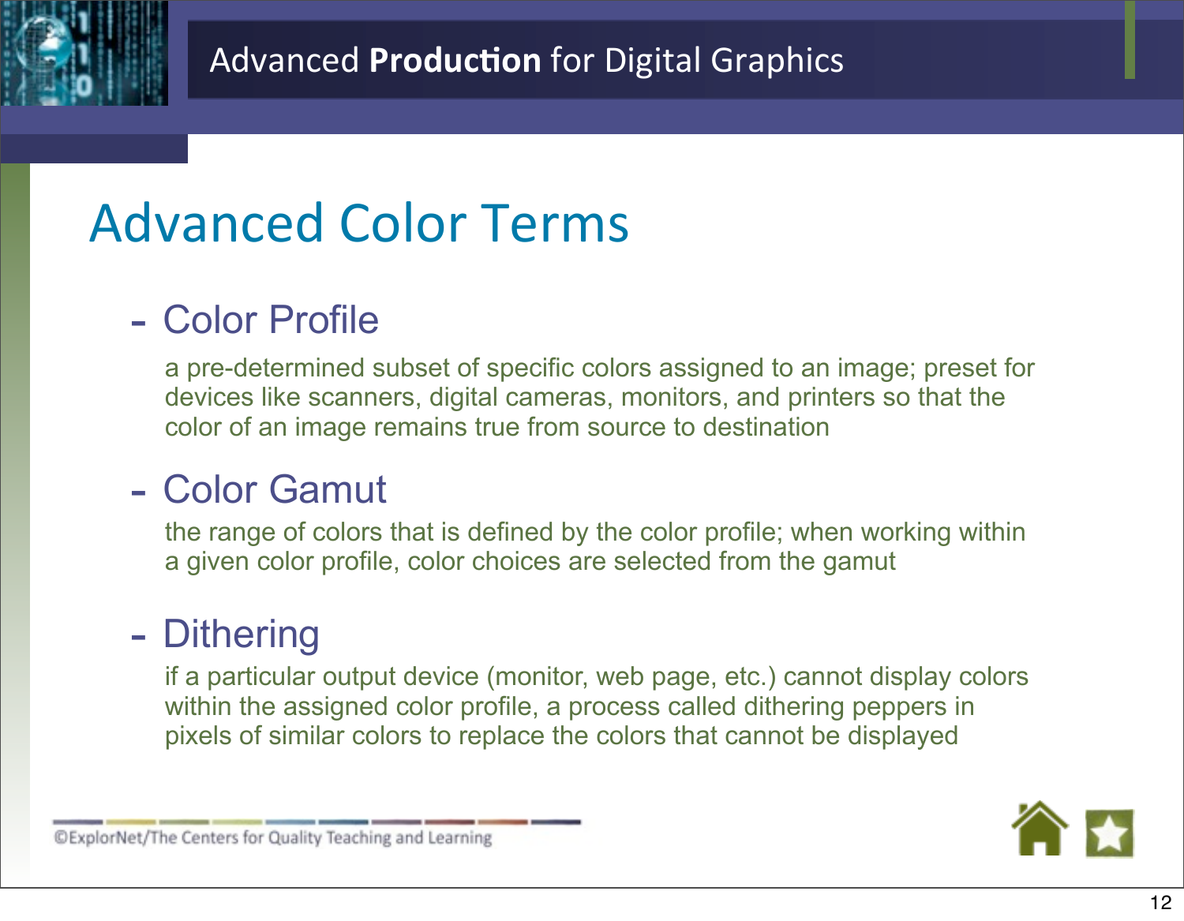# Advanced Color Terms

- **Color Profile**

  a pre-determined subset of specific colors assigned to an image; preset for devices like scanners, digital cameras, monitors, and printers so that the color of an image remains true from source to destination

- **Color Gamut**

  the range of colors that is defined by the color profile; when working within a given color profile, color choices are selected from the gamut

- **Dithering**

  if a particular output device (monitor, web page, etc.) cannot display colors within the assigned color profile, a process called dithering peppers in pixels of similar colors to replace the colors that cannot be displayed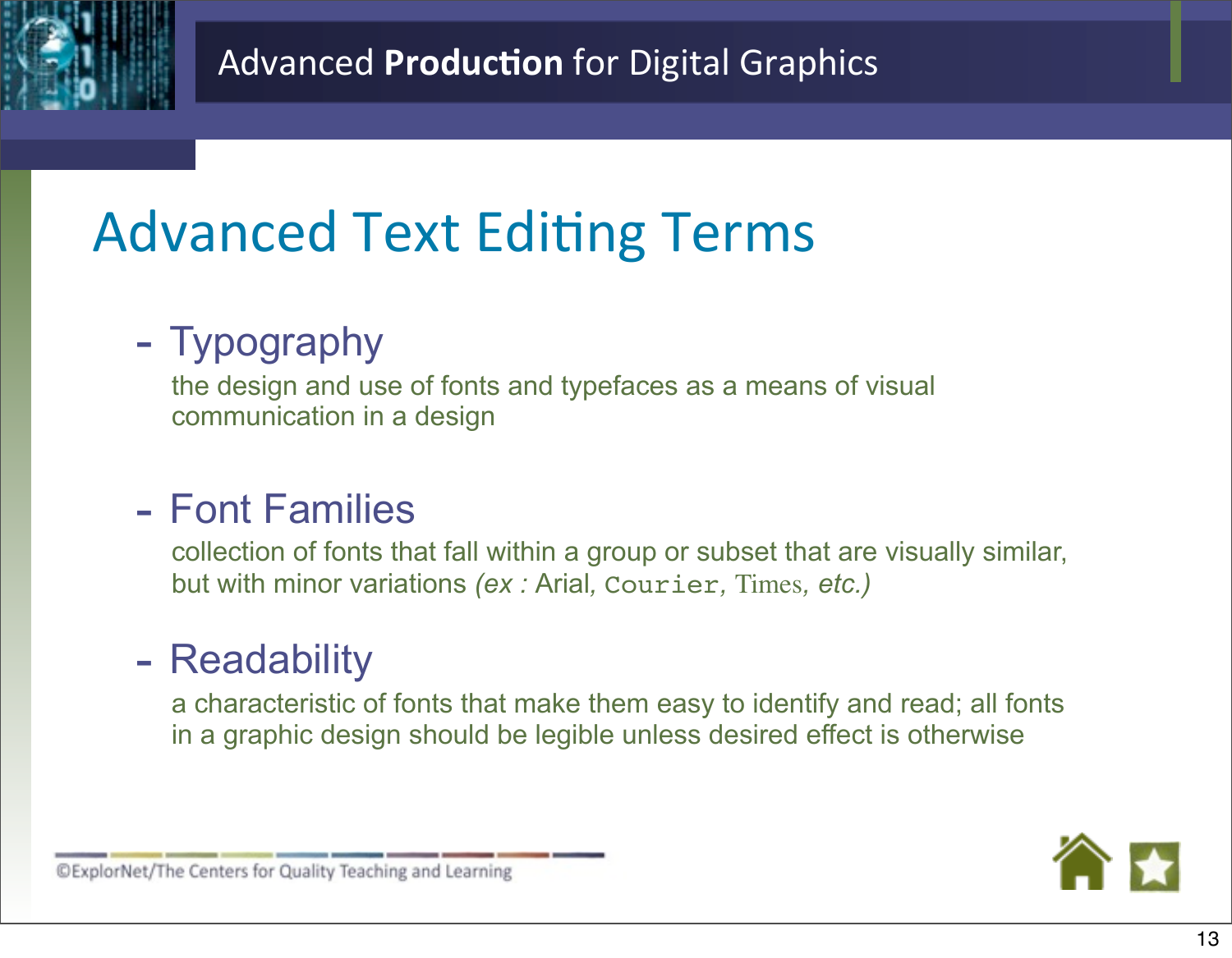# Advanced Text Editing Terms

- **Typography**

  the design and use of fonts and typefaces as a means of visual communication in a design

- **Font Families**

  collection of fonts that fall within a group or subset that are visually similar, but with minor variations *(ex :* Arial, `Courier`, Times, *etc.)*

- **Readability**

  a characteristic of fonts that make them easy to identify and read; all fonts in a graphic design should be legible unless desired effect is otherwise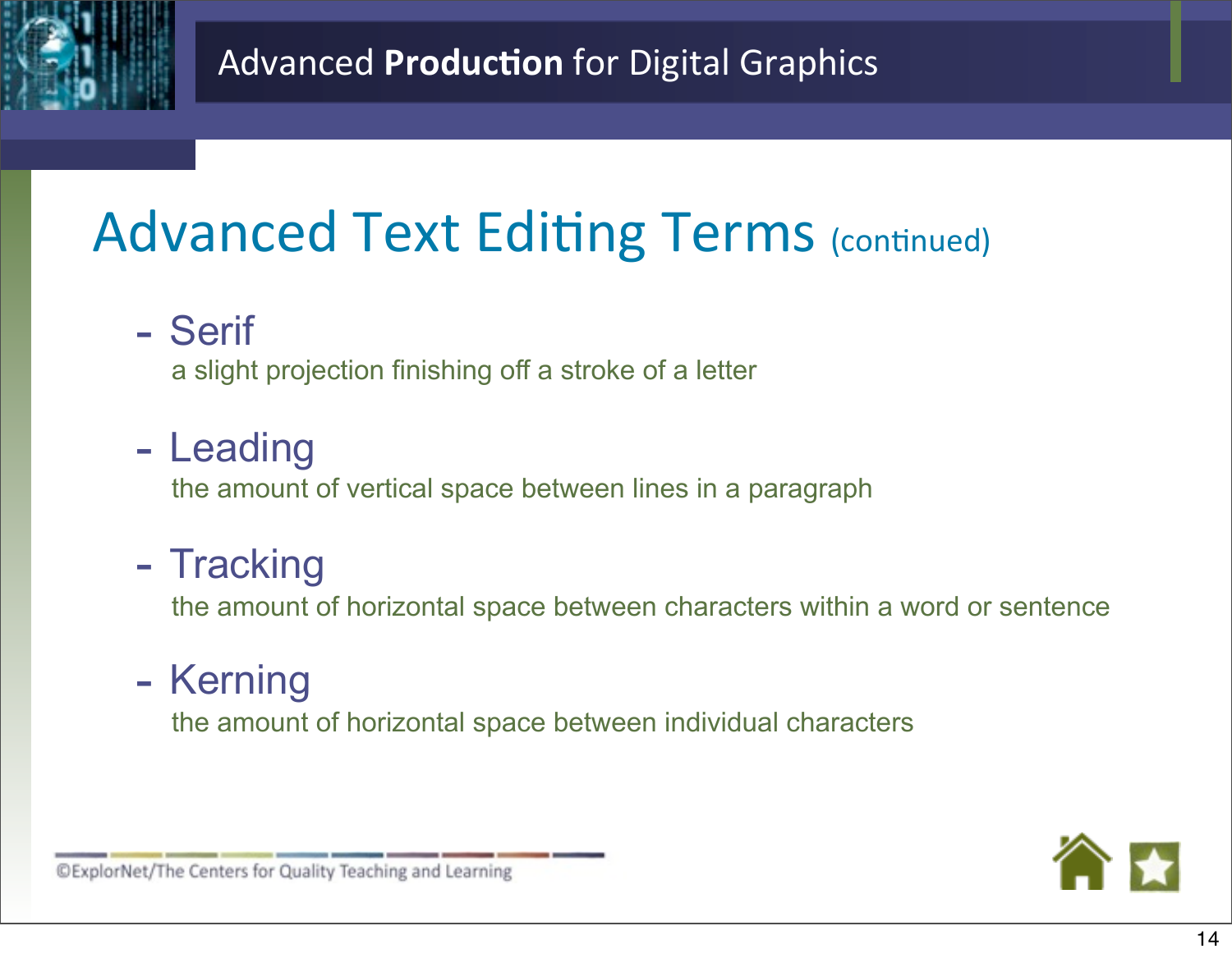Advanced **Production** for Digital Graphics

# Advanced Text Editing Terms (continued)

- **Serif**
  a slight projection finishing off a stroke of a letter

- **Leading**
  the amount of vertical space between lines in a paragraph

- **Tracking**
  the amount of horizontal space between characters within a word or sentence

- **Kerning**
  the amount of horizontal space between individual characters

©ExplorNet/The Centers for Quality Teaching and Learning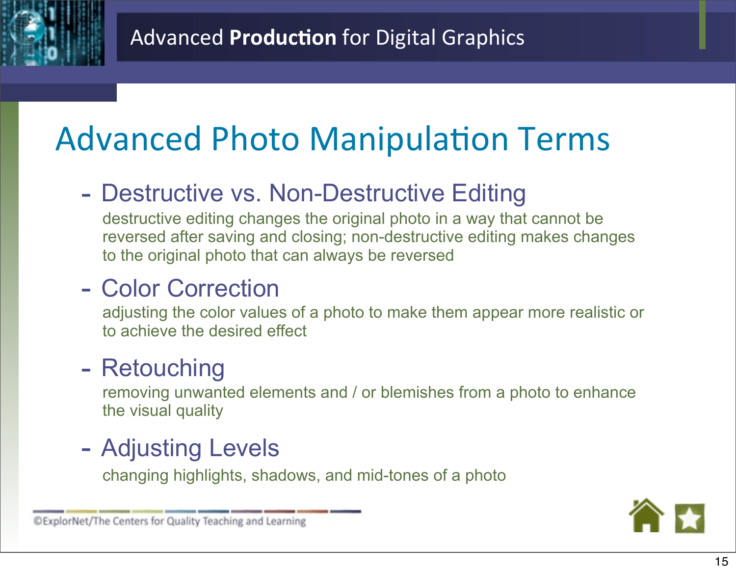# Advanced Photo Manipulation Terms

- **Destructive vs. Non-Destructive Editing**

  destructive editing changes the original photo in a way that cannot be reversed after saving and closing; non-destructive editing makes changes to the original photo that can always be reversed

- **Color Correction**

  adjusting the color values of a photo to make them appear more realistic or to achieve the desired effect

- **Retouching**

  removing unwanted elements and / or blemishes from a photo to enhance the visual quality

- **Adjusting Levels**

  changing highlights, shadows, and mid-tones of a photo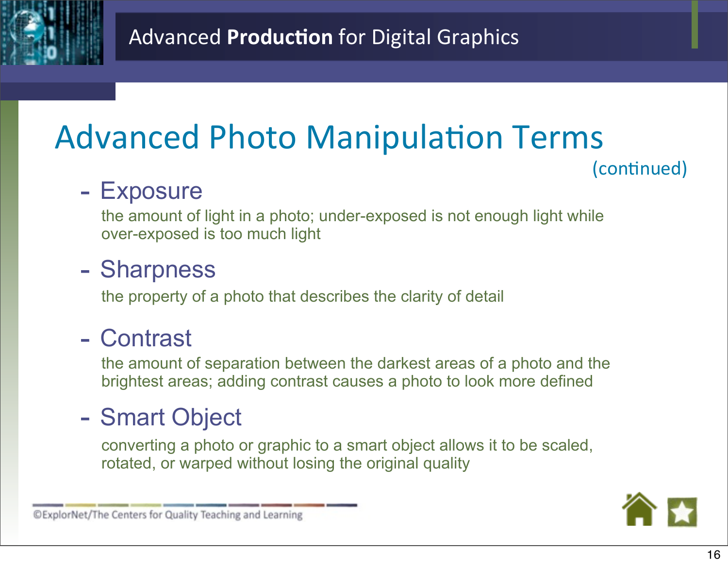# Advanced Photo Manipulation Terms

(continued)

- **Exposure**

  the amount of light in a photo; under-exposed is not enough light while over-exposed is too much light

- **Sharpness**

  the property of a photo that describes the clarity of detail

- **Contrast**

  the amount of separation between the darkest areas of a photo and the brightest areas; adding contrast causes a photo to look more defined

- **Smart Object**

  converting a photo or graphic to a smart object allows it to be scaled, rotated, or warped without losing the original quality

©ExplorNet/The Centers for Quality Teaching and Learning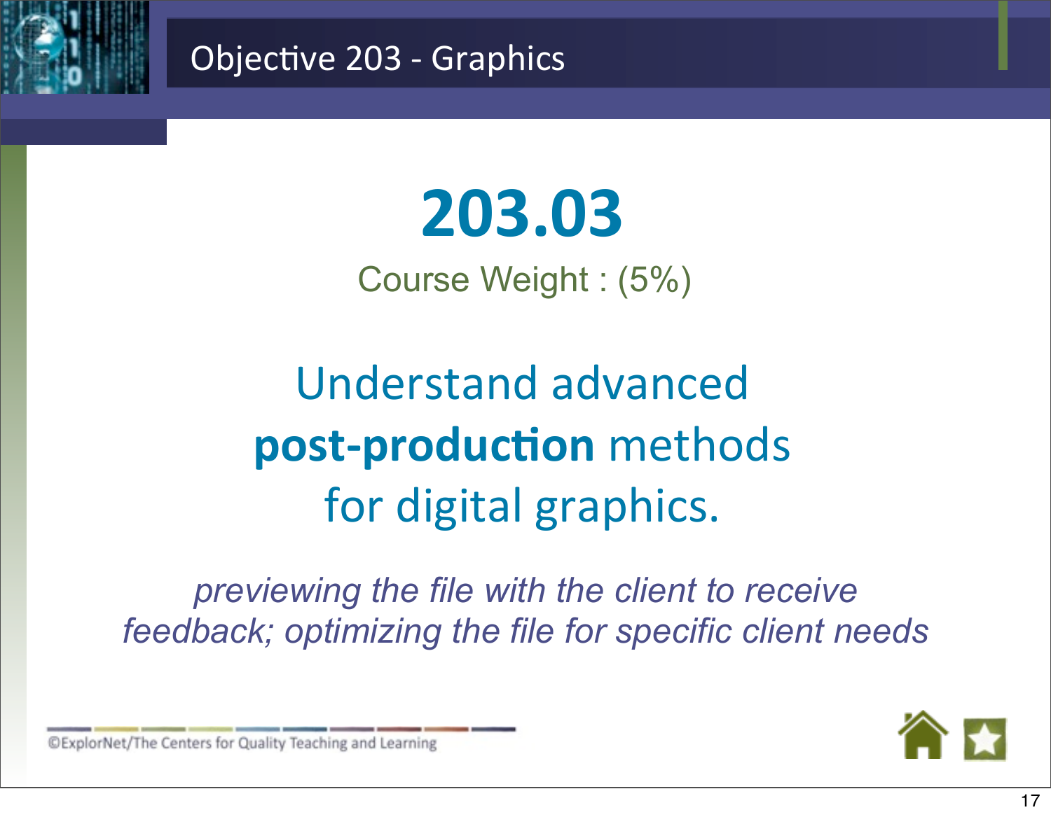# Objective 203 - Graphics

## 203.03

Course Weight : (5%)

Understand advanced **post-production** methods for digital graphics.

*previewing the file with the client to receive feedback; optimizing the file for specific client needs*

©ExplorNet/The Centers for Quality Teaching and Learning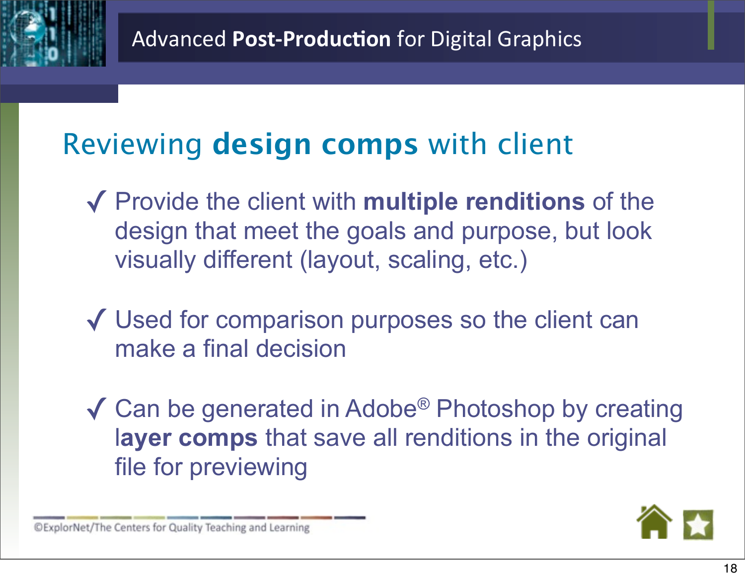# Reviewing **design comps** with client

- ✓ Provide the client with **multiple renditions** of the design that meet the goals and purpose, but look visually different (layout, scaling, etc.)
- ✓ Used for comparison purposes so the client can make a final decision
- ✓ Can be generated in Adobe® Photoshop by creating **layer comps** that save all renditions in the original file for previewing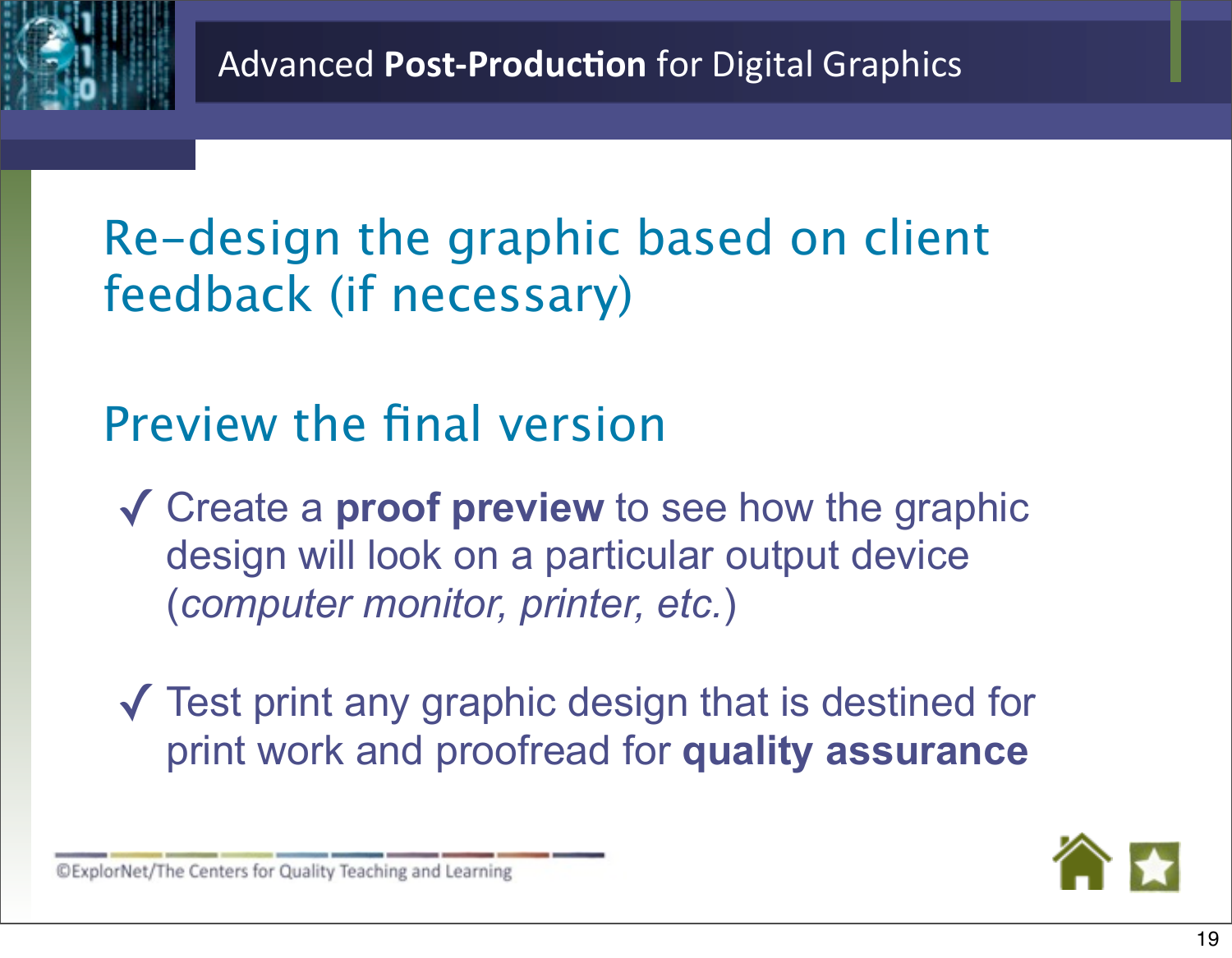# Advanced **Post-Production** for Digital Graphics

## Re-design the graphic based on client feedback (if necessary)

## Preview the final version

- ✓ Create a **proof preview** to see how the graphic design will look on a particular output device (*computer monitor, printer, etc.*)
- ✓ Test print any graphic design that is destined for print work and proofread for **quality assurance**

©ExplorNet/The Centers for Quality Teaching and Learning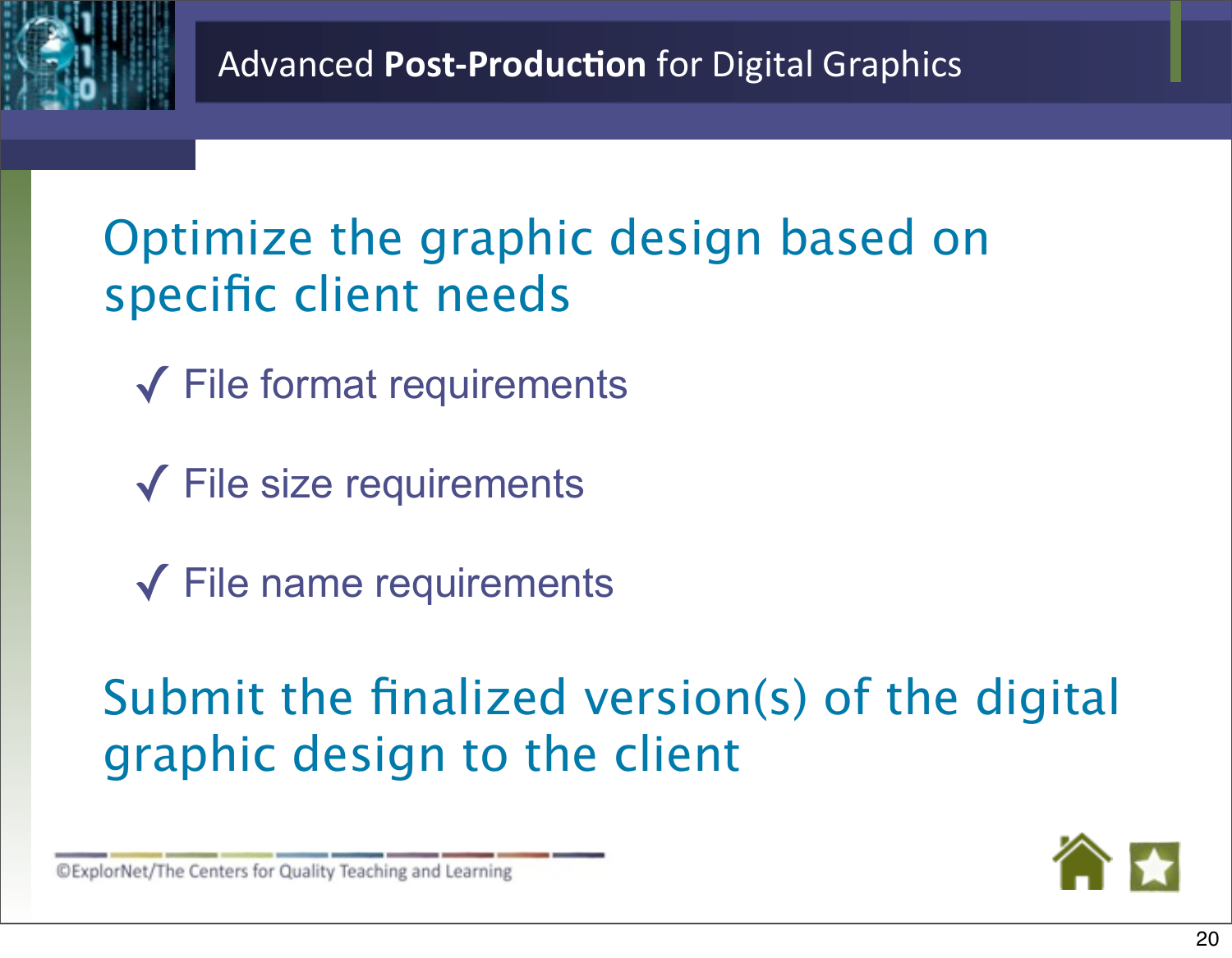Advanced **Post-Production** for Digital Graphics

## Optimize the graphic design based on specific client needs

- ✓ File format requirements
- ✓ File size requirements
- ✓ File name requirements

## Submit the finalized version(s) of the digital graphic design to the client

©ExplorNet/The Centers for Quality Teaching and Learning